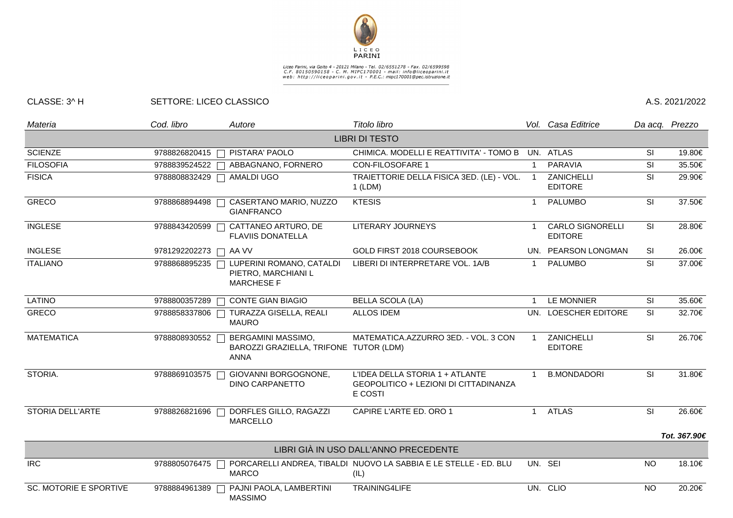LICEO PARINI

Liceo Parini, via Goito 4 - 20121 Milano - Tel. 02/6551278 - Fax. 02/6599598
C.F. 80150590158 - C. M. MIPC170001 - mail: info@liceoparini.it
web: http://liceoparini.gov.it - P.E.C.: mipc170001@pec.istruzione.it

CLASSE: 3^ H　　SETTORE: LICEO CLASSICO　　A.S. 2021/2022

| *Materia* | *Cod. libro* | *Autore* | *Titolo libro* | *Vol.* | *Casa Editrice* | *Da acq.* | *Prezzo* |
|---|---|---|---|---|---|---|---|
| LIBRI DI TESTO | | | | | | | |
| SCIENZE | 9788826820415 | PISTARA' PAOLO | CHIMICA. MODELLI E REATTIVITA' - TOMO B | UN. | ATLAS | SI | 19.80€ |
| FILOSOFIA | 9788839524522 | ABBAGNANO, FORNERO | CON-FILOSOFARE 1 | 1 | PARAVIA | SI | 35.50€ |
| FISICA | 9788808832429 | AMALDI UGO | TRAIETTORIE DELLA FISICA 3ED. (LE) - VOL. 1 (LDM) | 1 | ZANICHELLI EDITORE | SI | 29.90€ |
| GRECO | 9788868894498 | CASERTANO MARIO, NUZZO GIANFRANCO | KTESIS | 1 | PALUMBO | SI | 37.50€ |
| INGLESE | 9788843420599 | CATTANEO ARTURO, DE FLAVIIS DONATELLA | LITERARY JOURNEYS | 1 | CARLO SIGNORELLI EDITORE | SI | 28.80€ |
| INGLESE | 9781292202273 | AA VV | GOLD FIRST 2018 COURSEBOOK | UN. | PEARSON LONGMAN | SI | 26.00€ |
| ITALIANO | 9788868895235 | LUPERINI ROMANO, CATALDI PIETRO, MARCHIANI L MARCHESE F | LIBERI DI INTERPRETARE VOL. 1A/B | 1 | PALUMBO | SI | 37.00€ |
| LATINO | 9788800357289 | CONTE GIAN BIAGIO | BELLA SCOLA (LA) | 1 | LE MONNIER | SI | 35.60€ |
| GRECO | 9788858337806 | TURAZZA GISELLA, REALI MAURO | ALLOS IDEM | UN. | LOESCHER EDITORE | SI | 32.70€ |
| MATEMATICA | 9788808930552 | BERGAMINI MASSIMO, BAROZZI GRAZIELLA, TRIFONE ANNA | MATEMATICA.AZZURRO 3ED. - VOL. 3 CON TUTOR (LDM) | 1 | ZANICHELLI EDITORE | SI | 26.70€ |
| STORIA. | 9788869103575 | GIOVANNI BORGOGNONE, DINO CARPANETTO | L'IDEA DELLA STORIA 1 + ATLANTE GEOPOLITICO + LEZIONI DI CITTADINANZA E COSTI | 1 | B.MONDADORI | SI | 31.80€ |
| STORIA DELL'ARTE | 9788826821696 | DORFLES GILLO, RAGAZZI MARCELLO | CAPIRE L'ARTE ED. ORO 1 | 1 | ATLAS | SI | 26.60€ |
| | | | | | | | ***Tot. 367.90€*** |
| LIBRI GIÀ IN USO DALL'ANNO PRECEDENTE | | | | | | | |
| IRC | 9788805076475 | PORCARELLI ANDREA, TIBALDI MARCO | NUOVO LA SABBIA E LE STELLE - ED. BLU (IL) | UN. | SEI | NO | 18.10€ |
| SC. MOTORIE E SPORTIVE | 9788884961389 | PAJNI PAOLA, LAMBERTINI MASSIMO | TRAINING4LIFE | UN. | CLIO | NO | 20.20€ |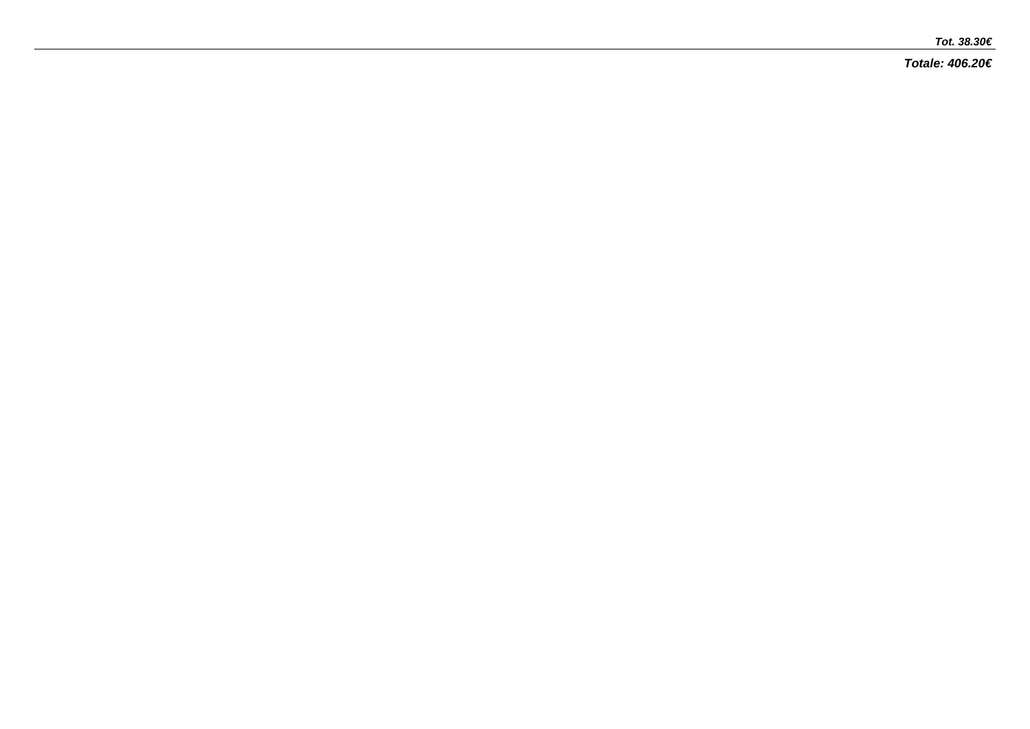***Tot. 38.30€***

---

***Totale: 406.20€***